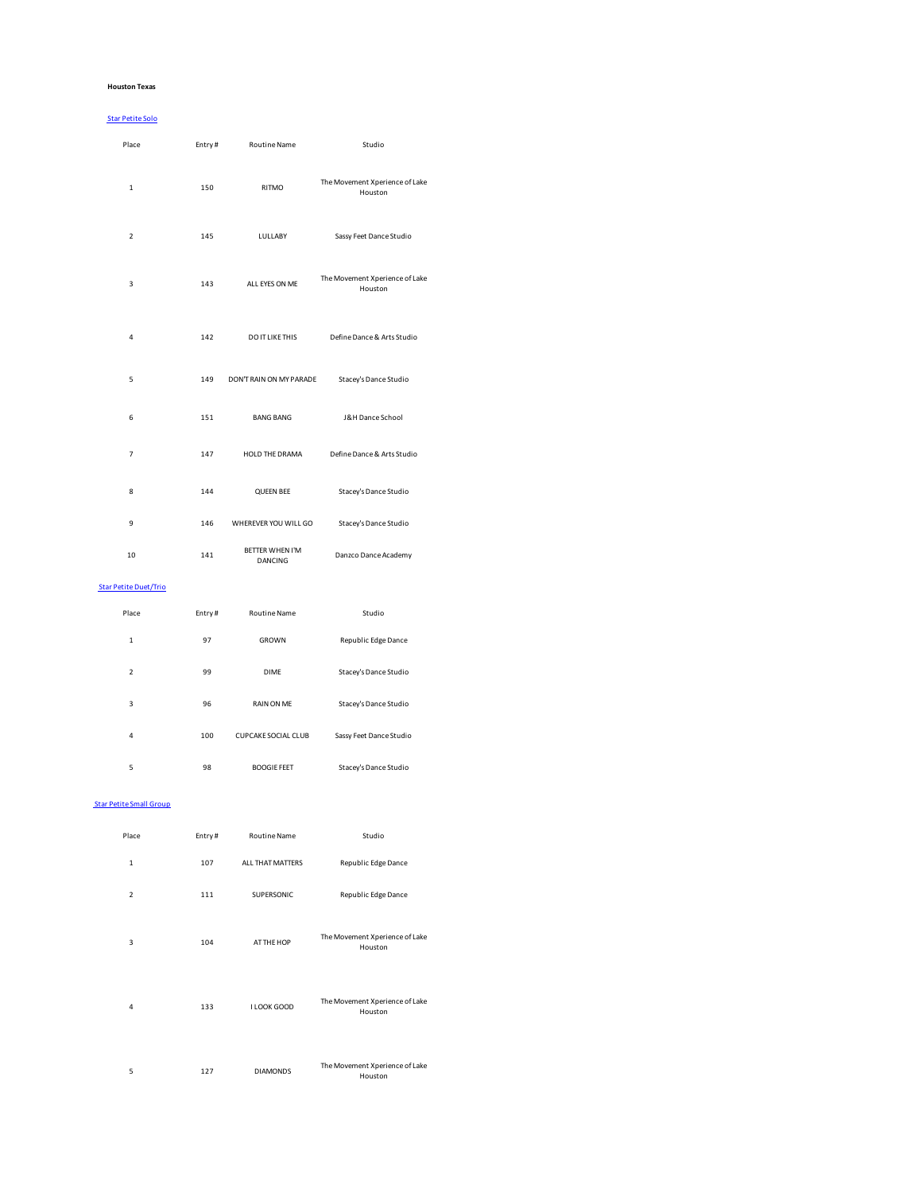**Houston Texas**

[Star Petite Solo]

| Place | Entry # | Routine Name | Studio |
|---|---|---|---|
| 1 | 150 | RITMO | The Movement Xperience of Lake Houston |
| 2 | 145 | LULLABY | Sassy Feet Dance Studio |
| 3 | 143 | ALL EYES ON ME | The Movement Xperience of Lake Houston |
| 4 | 142 | DO IT LIKE THIS | Define Dance & Arts Studio |
| 5 | 149 | DON'T RAIN ON MY PARADE | Stacey's Dance Studio |
| 6 | 151 | BANG BANG | J&H Dance School |
| 7 | 147 | HOLD THE DRAMA | Define Dance & Arts Studio |
| 8 | 144 | QUEEN BEE | Stacey's Dance Studio |
| 9 | 146 | WHEREVER YOU WILL GO | Stacey's Dance Studio |
| 10 | 141 | BETTER WHEN I'M DANCING | Danzco Dance Academy |

[Star Petite Duet/Trio]

| Place | Entry # | Routine Name | Studio |
|---|---|---|---|
| 1 | 97 | GROWN | Republic Edge Dance |
| 2 | 99 | DIME | Stacey's Dance Studio |
| 3 | 96 | RAIN ON ME | Stacey's Dance Studio |
| 4 | 100 | CUPCAKE SOCIAL CLUB | Sassy Feet Dance Studio |
| 5 | 98 | BOOGIE FEET | Stacey's Dance Studio |

[Star Petite Small Group]

| Place | Entry # | Routine Name | Studio |
|---|---|---|---|
| 1 | 107 | ALL THAT MATTERS | Republic Edge Dance |
| 2 | 111 | SUPERSONIC | Republic Edge Dance |
| 3 | 104 | AT THE HOP | The Movement Xperience of Lake Houston |
| 4 | 133 | I LOOK GOOD | The Movement Xperience of Lake Houston |
| 5 | 127 | DIAMONDS | The Movement Xperience of Lake Houston |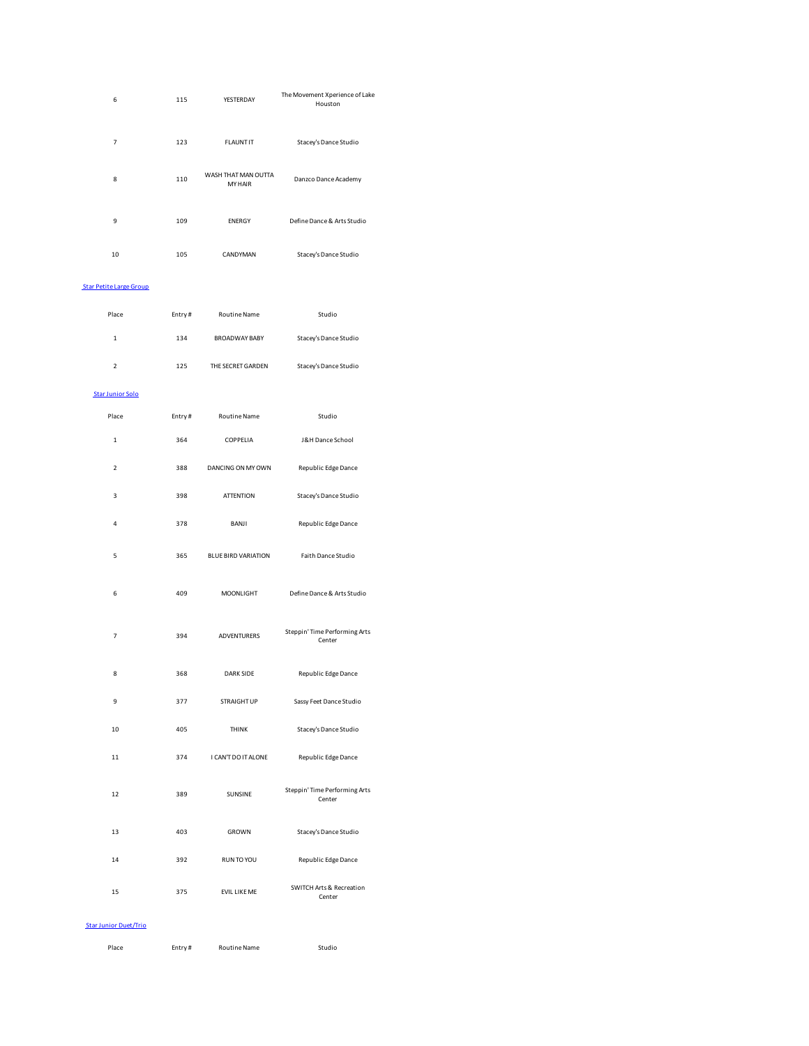| Place | Entry # | Routine Name | Studio |
|---|---|---|---|
| 6 | 115 | YESTERDAY | The Movement Xperience of Lake Houston |
| 7 | 123 | FLAUNT IT | Stacey's Dance Studio |
| 8 | 110 | WASH THAT MAN OUTTA MY HAIR | Danzco Dance Academy |
| 9 | 109 | ENERGY | Define Dance & Arts Studio |
| 10 | 105 | CANDYMAN | Stacey's Dance Studio |

Star Petite Large Group

| Place | Entry # | Routine Name | Studio |
|---|---|---|---|
| 1 | 134 | BROADWAY BABY | Stacey's Dance Studio |
| 2 | 125 | THE SECRET GARDEN | Stacey's Dance Studio |

Star Junior Solo

| Place | Entry # | Routine Name | Studio |
|---|---|---|---|
| 1 | 364 | COPPELIA | J&H Dance School |
| 2 | 388 | DANCING ON MY OWN | Republic Edge Dance |
| 3 | 398 | ATTENTION | Stacey's Dance Studio |
| 4 | 378 | BANJI | Republic Edge Dance |
| 5 | 365 | BLUE BIRD VARIATION | Faith Dance Studio |
| 6 | 409 | MOONLIGHT | Define Dance & Arts Studio |
| 7 | 394 | ADVENTURERS | Steppin' Time Performing Arts Center |
| 8 | 368 | DARK SIDE | Republic Edge Dance |
| 9 | 377 | STRAIGHT UP | Sassy Feet Dance Studio |
| 10 | 405 | THINK | Stacey's Dance Studio |
| 11 | 374 | I CAN'T DO IT ALONE | Republic Edge Dance |
| 12 | 389 | SUNSINE | Steppin' Time Performing Arts Center |
| 13 | 403 | GROWN | Stacey's Dance Studio |
| 14 | 392 | RUN TO YOU | Republic Edge Dance |
| 15 | 375 | EVIL LIKE ME | SWITCH Arts & Recreation Center |

Star Junior Duet/Trio

| Place | Entry # | Routine Name | Studio |
|---|---|---|---|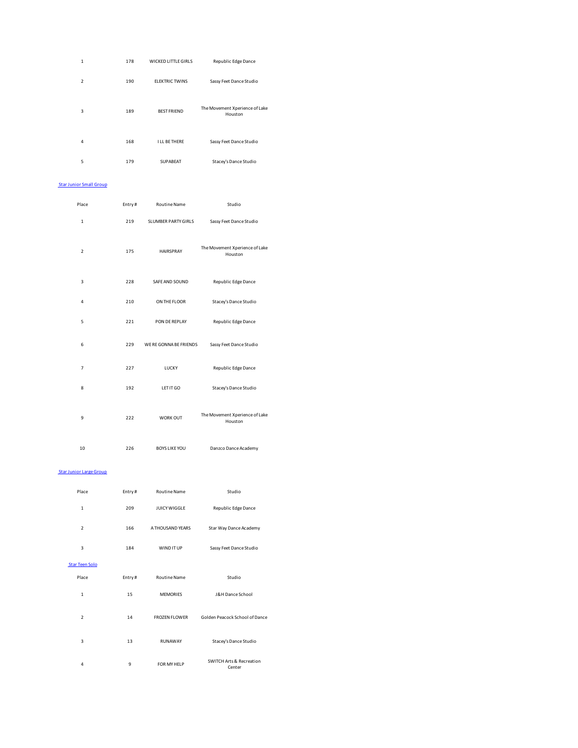| Place | Entry # | Routine Name | Studio |
|---|---|---|---|
| 1 | 178 | WICKED LITTLE GIRLS | Republic Edge Dance |
| 2 | 190 | ELEKTRIC TWINS | Sassy Feet Dance Studio |
| 3 | 189 | BEST FRIEND | The Movement Xperience of Lake Houston |
| 4 | 168 | I LL BE THERE | Sassy Feet Dance Studio |
| 5 | 179 | SUPABEAT | Stacey's Dance Studio |

Star Junior Small Group

| Place | Entry # | Routine Name | Studio |
|---|---|---|---|
| 1 | 219 | SLUMBER PARTY GIRLS | Sassy Feet Dance Studio |
| 2 | 175 | HAIRSPRAY | The Movement Xperience of Lake Houston |
| 3 | 228 | SAFE AND SOUND | Republic Edge Dance |
| 4 | 210 | ON THE FLOOR | Stacey's Dance Studio |
| 5 | 221 | PON DE REPLAY | Republic Edge Dance |
| 6 | 229 | WE RE GONNA BE FRIENDS | Sassy Feet Dance Studio |
| 7 | 227 | LUCKY | Republic Edge Dance |
| 8 | 192 | LET IT GO | Stacey's Dance Studio |
| 9 | 222 | WORK OUT | The Movement Xperience of Lake Houston |
| 10 | 226 | BOYS LIKE YOU | Danzco Dance Academy |

Star Junior Large Group

| Place | Entry # | Routine Name | Studio |
|---|---|---|---|
| 1 | 209 | JUICY WIGGLE | Republic Edge Dance |
| 2 | 166 | A THOUSAND YEARS | Star Way Dance Academy |
| 3 | 184 | WIND IT UP | Sassy Feet Dance Studio |

Star Teen Solo

| Place | Entry # | Routine Name | Studio |
|---|---|---|---|
| 1 | 15 | MEMORIES | J&H Dance School |
| 2 | 14 | FROZEN FLOWER | Golden Peacock School of Dance |
| 3 | 13 | RUNAWAY | Stacey's Dance Studio |
| 4 | 9 | FOR MY HELP | SWITCH Arts & Recreation Center |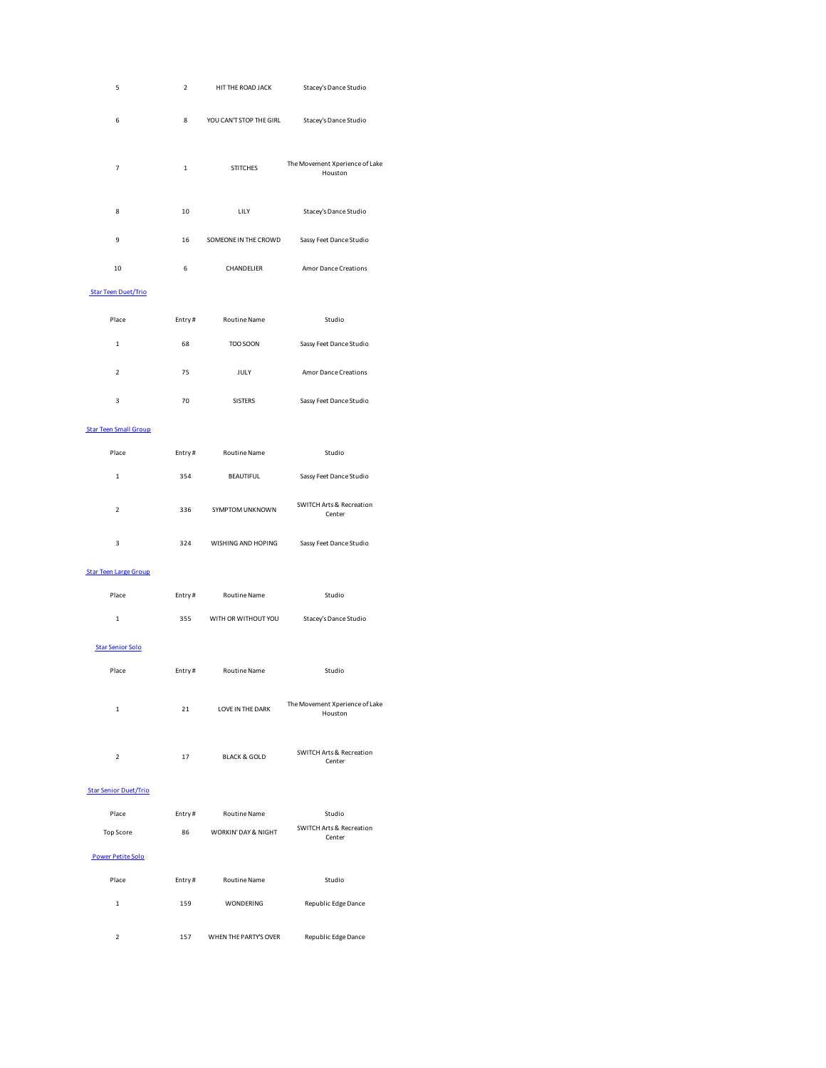| Place | Entry # | Routine Name | Studio |
|---|---|---|---|
| 5 | 2 | HIT THE ROAD JACK | Stacey's Dance Studio |
| 6 | 8 | YOU CAN'T STOP THE GIRL | Stacey's Dance Studio |
| 7 | 1 | STITCHES | The Movement Xperience of Lake Houston |
| 8 | 10 | LILY | Stacey's Dance Studio |
| 9 | 16 | SOMEONE IN THE CROWD | Sassy Feet Dance Studio |
| 10 | 6 | CHANDELIER | Amor Dance Creations |

Star Teen Duet/Trio

| Place | Entry # | Routine Name | Studio |
|---|---|---|---|
| 1 | 68 | TOO SOON | Sassy Feet Dance Studio |
| 2 | 75 | JULY | Amor Dance Creations |
| 3 | 70 | SISTERS | Sassy Feet Dance Studio |

Star Teen Small Group

| Place | Entry # | Routine Name | Studio |
|---|---|---|---|
| 1 | 354 | BEAUTIFUL | Sassy Feet Dance Studio |
| 2 | 336 | SYMPTOM UNKNOWN | SWITCH Arts & Recreation Center |
| 3 | 324 | WISHING AND HOPING | Sassy Feet Dance Studio |

Star Teen Large Group

| Place | Entry # | Routine Name | Studio |
|---|---|---|---|
| 1 | 355 | WITH OR WITHOUT YOU | Stacey's Dance Studio |

Star Senior Solo

| Place | Entry # | Routine Name | Studio |
|---|---|---|---|
| 1 | 21 | LOVE IN THE DARK | The Movement Xperience of Lake Houston |
| 2 | 17 | BLACK & GOLD | SWITCH Arts & Recreation Center |

Star Senior Duet/Trio

| Place | Entry # | Routine Name | Studio |
|---|---|---|---|
| Top Score | 86 | WORKIN' DAY & NIGHT | SWITCH Arts & Recreation Center |

Power Petite Solo

| Place | Entry # | Routine Name | Studio |
|---|---|---|---|
| 1 | 159 | WONDERING | Republic Edge Dance |
| 2 | 157 | WHEN THE PARTY'S OVER | Republic Edge Dance |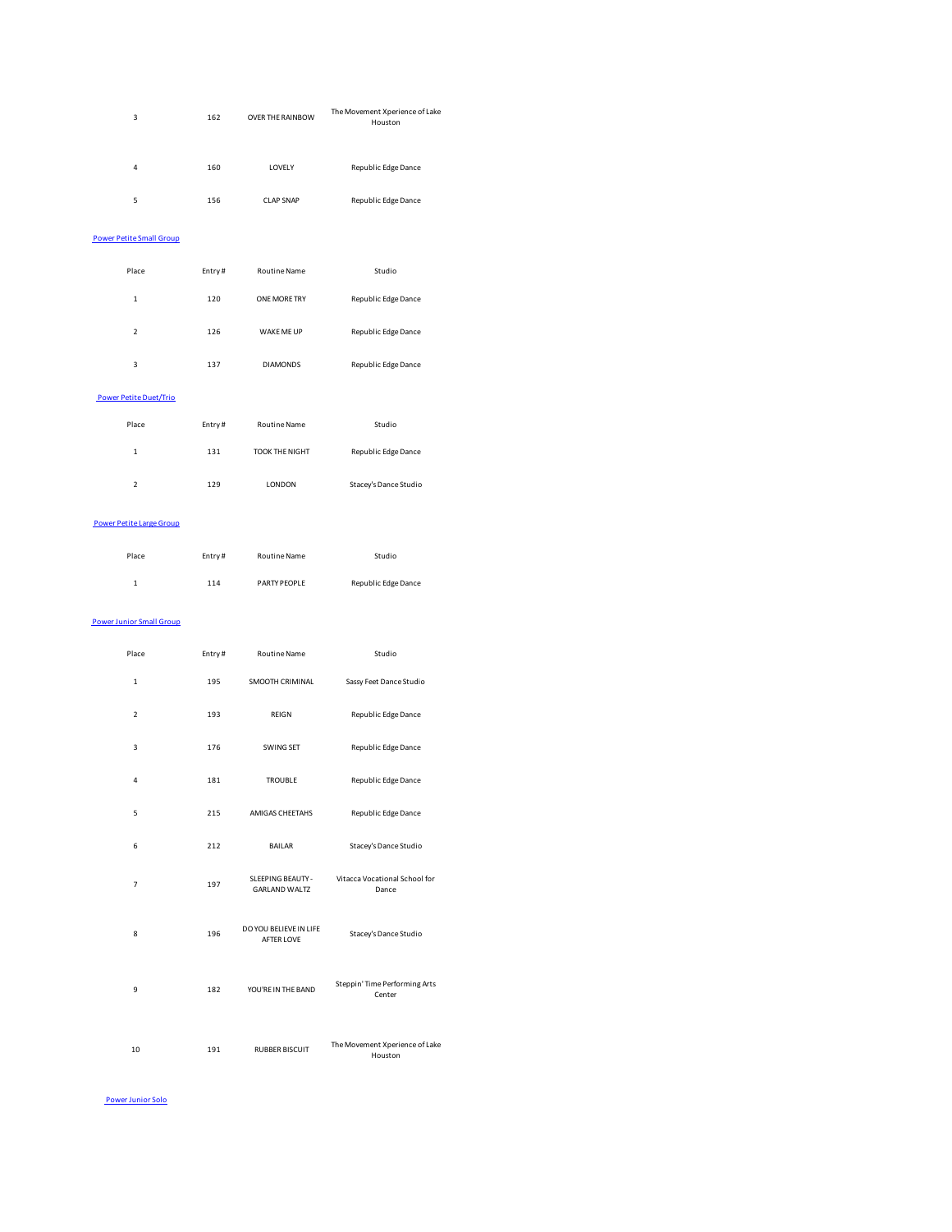| Place | Entry # | Routine Name | Studio |
|---|---|---|---|
| 3 | 162 | OVER THE RAINBOW | The Movement Xperience of Lake Houston |
| 4 | 160 | LOVELY | Republic Edge Dance |
| 5 | 156 | CLAP SNAP | Republic Edge Dance |

### Power Petite Small Group

| Place | Entry # | Routine Name | Studio |
|---|---|---|---|
| 1 | 120 | ONE MORE TRY | Republic Edge Dance |
| 2 | 126 | WAKE ME UP | Republic Edge Dance |
| 3 | 137 | DIAMONDS | Republic Edge Dance |

### Power Petite Duet/Trio

| Place | Entry # | Routine Name | Studio |
|---|---|---|---|
| 1 | 131 | TOOK THE NIGHT | Republic Edge Dance |
| 2 | 129 | LONDON | Stacey's Dance Studio |

### Power Petite Large Group

| Place | Entry # | Routine Name | Studio |
|---|---|---|---|
| 1 | 114 | PARTY PEOPLE | Republic Edge Dance |

### Power Junior Small Group

| Place | Entry # | Routine Name | Studio |
|---|---|---|---|
| 1 | 195 | SMOOTH CRIMINAL | Sassy Feet Dance Studio |
| 2 | 193 | REIGN | Republic Edge Dance |
| 3 | 176 | SWING SET | Republic Edge Dance |
| 4 | 181 | TROUBLE | Republic Edge Dance |
| 5 | 215 | AMIGAS CHEETAHS | Republic Edge Dance |
| 6 | 212 | BAILAR | Stacey's Dance Studio |
| 7 | 197 | SLEEPING BEAUTY - GARLAND WALTZ | Vitacca Vocational School for Dance |
| 8 | 196 | DO YOU BELIEVE IN LIFE AFTER LOVE | Stacey's Dance Studio |
| 9 | 182 | YOU'RE IN THE BAND | Steppin' Time Performing Arts Center |
| 10 | 191 | RUBBER BISCUIT | The Movement Xperience of Lake Houston |

### Power Junior Solo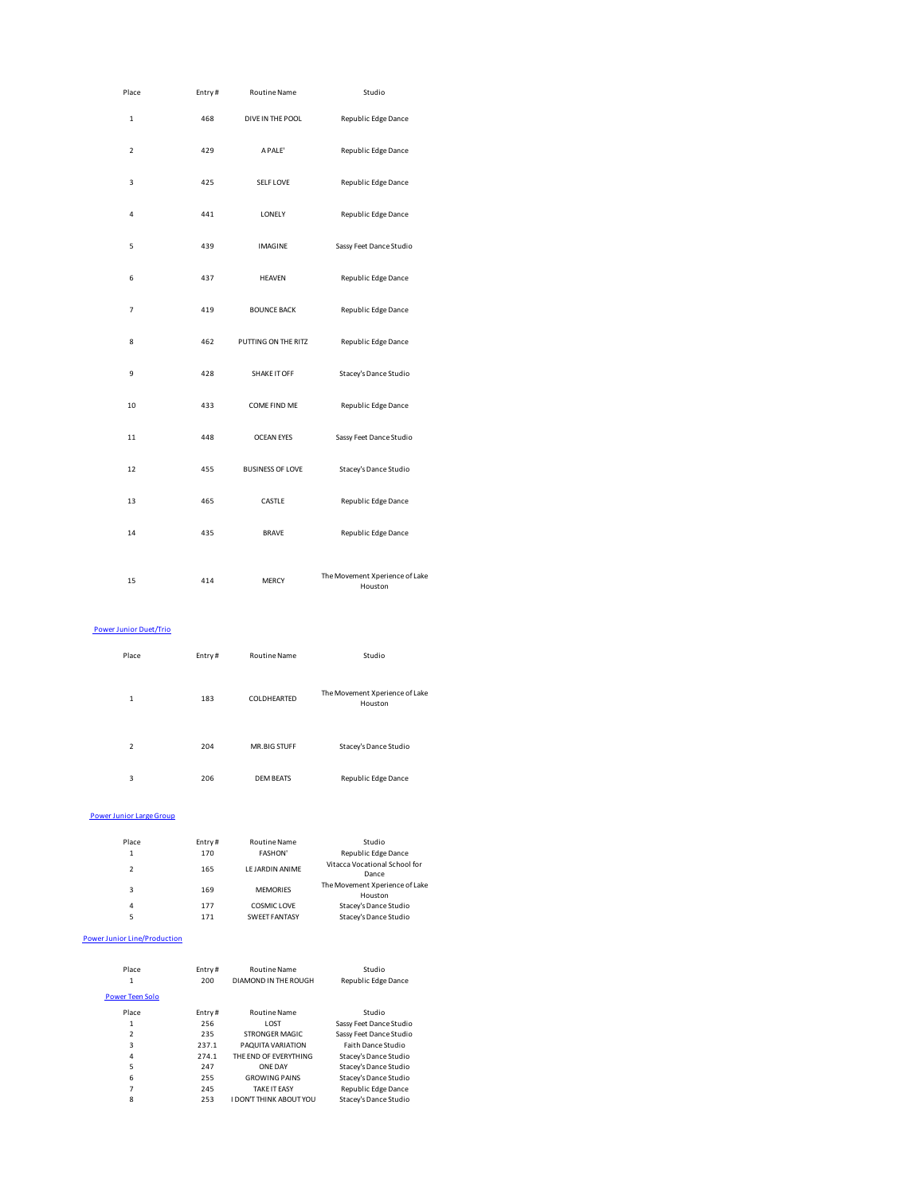| Place | Entry # | Routine Name | Studio |
|---|---|---|---|
| 1 | 468 | DIVE IN THE POOL | Republic Edge Dance |
| 2 | 429 | A PALE' | Republic Edge Dance |
| 3 | 425 | SELF LOVE | Republic Edge Dance |
| 4 | 441 | LONELY | Republic Edge Dance |
| 5 | 439 | IMAGINE | Sassy Feet Dance Studio |
| 6 | 437 | HEAVEN | Republic Edge Dance |
| 7 | 419 | BOUNCE BACK | Republic Edge Dance |
| 8 | 462 | PUTTING ON THE RITZ | Republic Edge Dance |
| 9 | 428 | SHAKE IT OFF | Stacey's Dance Studio |
| 10 | 433 | COME FIND ME | Republic Edge Dance |
| 11 | 448 | OCEAN EYES | Sassy Feet Dance Studio |
| 12 | 455 | BUSINESS OF LOVE | Stacey's Dance Studio |
| 13 | 465 | CASTLE | Republic Edge Dance |
| 14 | 435 | BRAVE | Republic Edge Dance |
| 15 | 414 | MERCY | The Movement Xperience of Lake Houston |

Power Junior Duet/Trio

| Place | Entry # | Routine Name | Studio |
|---|---|---|---|
| 1 | 183 | COLDHEARTED | The Movement Xperience of Lake Houston |
| 2 | 204 | MR.BIG STUFF | Stacey's Dance Studio |
| 3 | 206 | DEM BEATS | Republic Edge Dance |

Power Junior Large Group

| Place | Entry # | Routine Name | Studio |
|---|---|---|---|
| 1 | 170 | FASHON' | Republic Edge Dance |
| 2 | 165 | LE JARDIN ANIME | Vitacca Vocational School for Dance |
| 3 | 169 | MEMORIES | The Movement Xperience of Lake Houston |
| 4 | 177 | COSMIC LOVE | Stacey's Dance Studio |
| 5 | 171 | SWEET FANTASY | Stacey's Dance Studio |

Power Junior Line/Production

| Place | Entry # | Routine Name | Studio |
|---|---|---|---|
| 1 | 200 | DIAMOND IN THE ROUGH | Republic Edge Dance |

Power Teen Solo

| Place | Entry # | Routine Name | Studio |
|---|---|---|---|
| 1 | 256 | LOST | Sassy Feet Dance Studio |
| 2 | 235 | STRONGER MAGIC | Sassy Feet Dance Studio |
| 3 | 237.1 | PAQUITA VARIATION | Faith Dance Studio |
| 4 | 274.1 | THE END OF EVERYTHING | Stacey's Dance Studio |
| 5 | 247 | ONE DAY | Stacey's Dance Studio |
| 6 | 255 | GROWING PAINS | Stacey's Dance Studio |
| 7 | 245 | TAKE IT EASY | Republic Edge Dance |
| 8 | 253 | I DON'T THINK ABOUT YOU | Stacey's Dance Studio |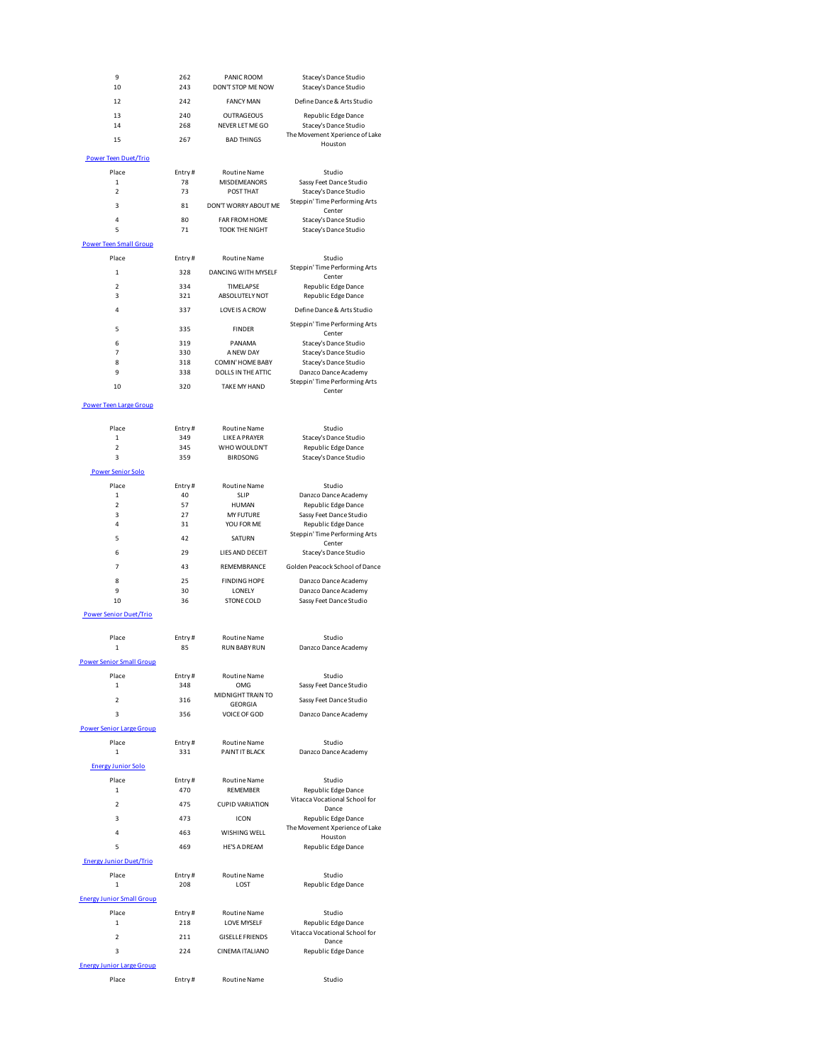| Place | Entry # | Routine Name | Studio |
|---|---|---|---|
| 9 | 262 | PANIC ROOM | Stacey's Dance Studio |
| 10 | 243 | DON'T STOP ME NOW | Stacey's Dance Studio |
| 12 | 242 | FANCY MAN | Define Dance & Arts Studio |
| 13 | 240 | OUTRAGEOUS | Republic Edge Dance |
| 14 | 268 | NEVER LET ME GO | Stacey's Dance Studio |
| 15 | 267 | BAD THINGS | The Movement Xperience of Lake Houston |

### Power Teen Duet/Trio

| Place | Entry # | Routine Name | Studio |
|---|---|---|---|
| 1 | 78 | MISDEMEANORS | Sassy Feet Dance Studio |
| 2 | 73 | POST THAT | Stacey's Dance Studio |
| 3 | 81 | DON'T WORRY ABOUT ME | Steppin' Time Performing Arts Center |
| 4 | 80 | FAR FROM HOME | Stacey's Dance Studio |
| 5 | 71 | TOOK THE NIGHT | Stacey's Dance Studio |

### Power Teen Small Group

| Place | Entry # | Routine Name | Studio |
|---|---|---|---|
| 1 | 328 | DANCING WITH MYSELF | Steppin' Time Performing Arts Center |
| 2 | 334 | TIMELAPSE | Republic Edge Dance |
| 3 | 321 | ABSOLUTELY NOT | Republic Edge Dance |
| 4 | 337 | LOVE IS A CROW | Define Dance & Arts Studio |
| 5 | 335 | FINDER | Steppin' Time Performing Arts Center |
| 6 | 319 | PANAMA | Stacey's Dance Studio |
| 7 | 330 | A NEW DAY | Stacey's Dance Studio |
| 8 | 318 | COMIN' HOME BABY | Stacey's Dance Studio |
| 9 | 338 | DOLLS IN THE ATTIC | Danzco Dance Academy |
| 10 | 320 | TAKE MY HAND | Steppin' Time Performing Arts Center |

### Power Teen Large Group

| Place | Entry # | Routine Name | Studio |
|---|---|---|---|
| 1 | 349 | LIKE A PRAYER | Stacey's Dance Studio |
| 2 | 345 | WHO WOULDN'T | Republic Edge Dance |
| 3 | 359 | BIRDSONG | Stacey's Dance Studio |

### Power Senior Solo

| Place | Entry # | Routine Name | Studio |
|---|---|---|---|
| 1 | 40 | SLIP | Danzco Dance Academy |
| 2 | 57 | HUMAN | Republic Edge Dance |
| 3 | 27 | MY FUTURE | Sassy Feet Dance Studio |
| 4 | 31 | YOU FOR ME | Republic Edge Dance |
| 5 | 42 | SATURN | Steppin' Time Performing Arts Center |
| 6 | 29 | LIES AND DECEIT | Stacey's Dance Studio |
| 7 | 43 | REMEMBRANCE | Golden Peacock School of Dance |
| 8 | 25 | FINDING HOPE | Danzco Dance Academy |
| 9 | 30 | LONELY | Danzco Dance Academy |
| 10 | 36 | STONE COLD | Sassy Feet Dance Studio |

### Power Senior Duet/Trio

| Place | Entry # | Routine Name | Studio |
|---|---|---|---|
| 1 | 85 | RUN BABY RUN | Danzco Dance Academy |

### Power Senior Small Group

| Place | Entry # | Routine Name | Studio |
|---|---|---|---|
| 1 | 348 | OMG | Sassy Feet Dance Studio |
| 2 | 316 | MIDNIGHT TRAIN TO GEORGIA | Sassy Feet Dance Studio |
| 3 | 356 | VOICE OF GOD | Danzco Dance Academy |

### Power Senior Large Group

| Place | Entry # | Routine Name | Studio |
|---|---|---|---|
| 1 | 331 | PAINT IT BLACK | Danzco Dance Academy |

### Energy Junior Solo

| Place | Entry # | Routine Name | Studio |
|---|---|---|---|
| 1 | 470 | REMEMBER | Republic Edge Dance |
| 2 | 475 | CUPID VARIATION | Vitacca Vocational School for Dance |
| 3 | 473 | ICON | Republic Edge Dance |
| 4 | 463 | WISHING WELL | The Movement Xperience of Lake Houston |
| 5 | 469 | HE'S A DREAM | Republic Edge Dance |

### Energy Junior Duet/Trio

| Place | Entry # | Routine Name | Studio |
|---|---|---|---|
| 1 | 208 | LOST | Republic Edge Dance |

### Energy Junior Small Group

| Place | Entry # | Routine Name | Studio |
|---|---|---|---|
| 1 | 218 | LOVE MYSELF | Republic Edge Dance |
| 2 | 211 | GISELLE FRIENDS | Vitacca Vocational School for Dance |
| 3 | 224 | CINEMA ITALIANO | Republic Edge Dance |

### Energy Junior Large Group

| Place | Entry # | Routine Name | Studio |
|---|---|---|---|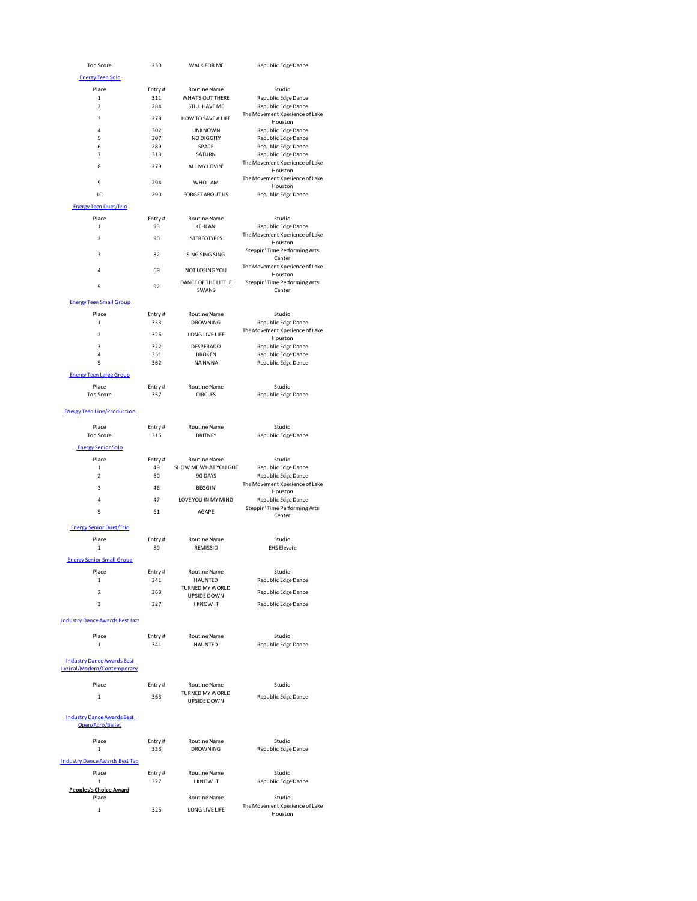| Place | Entry # | Routine Name | Studio |
|---|---|---|---|
| Top Score | 230 | WALK FOR ME | Republic Edge Dance |

### Energy Teen Solo

| Place | Entry # | Routine Name | Studio |
|---|---|---|---|
| 1 | 311 | WHAT'S OUT THERE | Republic Edge Dance |
| 2 | 284 | STILL HAVE ME | Republic Edge Dance |
| 3 | 278 | HOW TO SAVE A LIFE | The Movement Xperience of Lake Houston |
| 4 | 302 | UNKNOWN | Republic Edge Dance |
| 5 | 307 | NO DIGGITY | Republic Edge Dance |
| 6 | 289 | SPACE | Republic Edge Dance |
| 7 | 313 | SATURN | Republic Edge Dance |
| 8 | 279 | ALL MY LOVIN' | The Movement Xperience of Lake Houston |
| 9 | 294 | WHO I AM | The Movement Xperience of Lake Houston |
| 10 | 290 | FORGET ABOUT US | Republic Edge Dance |

### Energy Teen Duet/Trio

| Place | Entry # | Routine Name | Studio |
|---|---|---|---|
| 1 | 93 | KEHLANI | Republic Edge Dance |
| 2 | 90 | STEREOTYPES | The Movement Xperience of Lake Houston |
| 3 | 82 | SING SING SING | Steppin' Time Performing Arts Center |
| 4 | 69 | NOT LOSING YOU | The Movement Xperience of Lake Houston |
| 5 | 92 | DANCE OF THE LITTLE SWANS | Steppin' Time Performing Arts Center |

### Energy Teen Small Group

| Place | Entry # | Routine Name | Studio |
|---|---|---|---|
| 1 | 333 | DROWNING | Republic Edge Dance |
| 2 | 326 | LONG LIVE LIFE | The Movement Xperience of Lake Houston |
| 3 | 322 | DESPERADO | Republic Edge Dance |
| 4 | 351 | BROKEN | Republic Edge Dance |
| 5 | 362 | NA NA NA | Republic Edge Dance |

### Energy Teen Large Group

| Place | Entry # | Routine Name | Studio |
|---|---|---|---|
| Top Score | 357 | CIRCLES | Republic Edge Dance |

### Energy Teen Line/Production

| Place | Entry # | Routine Name | Studio |
|---|---|---|---|
| Top Score | 315 | BRITNEY | Republic Edge Dance |

### Energy Senior Solo

| Place | Entry # | Routine Name | Studio |
|---|---|---|---|
| 1 | 49 | SHOW ME WHAT YOU GOT | Republic Edge Dance |
| 2 | 60 | 90 DAYS | Republic Edge Dance |
| 3 | 46 | BEGGIN' | The Movement Xperience of Lake Houston |
| 4 | 47 | LOVE YOU IN MY MIND | Republic Edge Dance |
| 5 | 61 | AGAPE | Steppin' Time Performing Arts Center |

### Energy Senior Duet/Trio

| Place | Entry # | Routine Name | Studio |
|---|---|---|---|
| 1 | 89 | REMISSIO | EHS Elevate |

### Energy Senior Small Group

| Place | Entry # | Routine Name | Studio |
|---|---|---|---|
| 1 | 341 | HAUNTED | Republic Edge Dance |
| 2 | 363 | TURNED MY WORLD UPSIDE DOWN | Republic Edge Dance |
| 3 | 327 | I KNOW IT | Republic Edge Dance |

### Industry Dance Awards Best Jazz

| Place | Entry # | Routine Name | Studio |
|---|---|---|---|
| 1 | 341 | HAUNTED | Republic Edge Dance |

### Industry Dance Awards Best Lyrical/Modern/Contemporary

| Place | Entry # | Routine Name | Studio |
|---|---|---|---|
| 1 | 363 | TURNED MY WORLD UPSIDE DOWN | Republic Edge Dance |

### Industry Dance Awards Best Open/Acro/Ballet

| Place | Entry # | Routine Name | Studio |
|---|---|---|---|
| 1 | 333 | DROWNING | Republic Edge Dance |

### Industry Dance Awards Best Tap

| Place | Entry # | Routine Name | Studio |
|---|---|---|---|
| 1 | 327 | I KNOW IT | Republic Edge Dance |

**Peoples's Choice Award**

| Place | | Routine Name | Studio |
|---|---|---|---|
| 1 | 326 | LONG LIVE LIFE | The Movement Xperience of Lake Houston |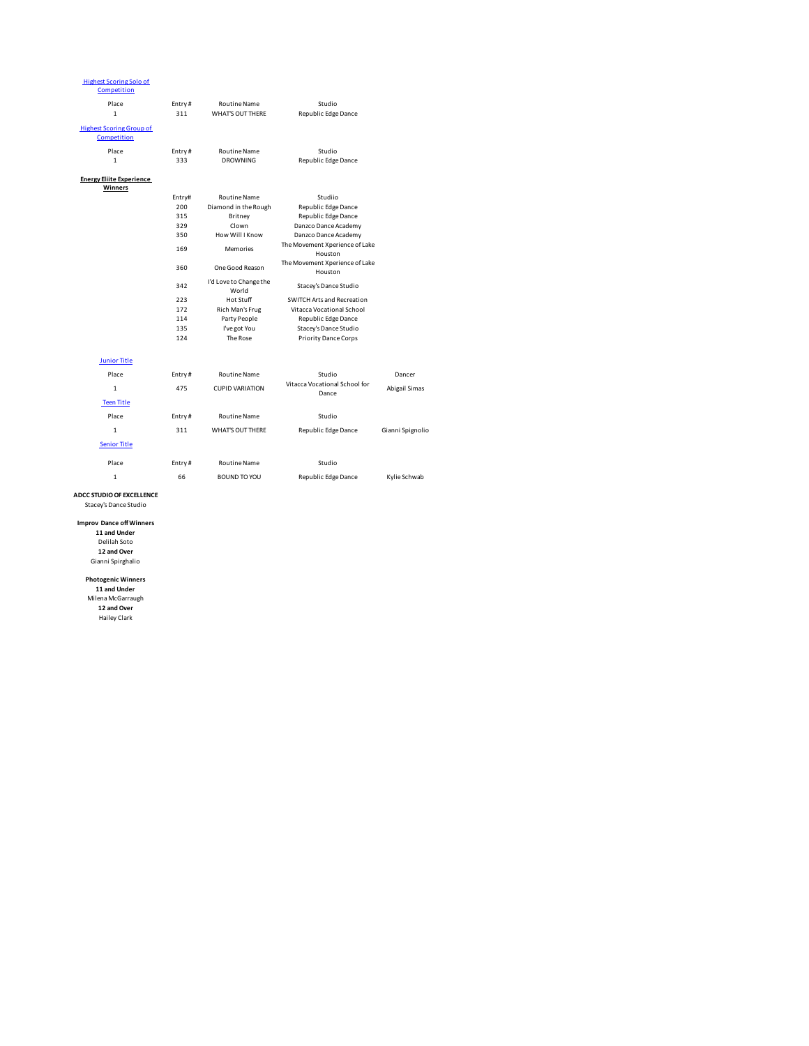Highest Scoring Solo of Competition

| Place | Entry # | Routine Name | Studio |
|---|---|---|---|
| 1 | 311 | WHAT'S OUT THERE | Republic Edge Dance |

Highest Scoring Group of Competition

| Place | Entry # | Routine Name | Studio |
|---|---|---|---|
| 1 | 333 | DROWNING | Republic Edge Dance |

**Energy Elite Experience Winners**

| Entry# | Routine Name | Studiio |
|---|---|---|
| 200 | Diamond in the Rough | Republic Edge Dance |
| 315 | Britney | Republic Edge Dance |
| 329 | Clown | Danzco Dance Academy |
| 350 | How Will I Know | Danzco Dance Academy |
| 169 | Memories | The Movement Xperience of Lake Houston |
| 360 | One Good Reason | The Movement Xperience of Lake Houston |
| 342 | I'd Love to Change the World | Stacey's Dance Studio |
| 223 | Hot Stuff | SWITCH Arts and Recreation |
| 172 | Rich Man's Frug | Vitacca Vocational School |
| 114 | Party People | Republic Edge Dance |
| 135 | I've got You | Stacey's Dance Studio |
| 124 | The Rose | Priority Dance Corps |

Junior Title

| Place | Entry # | Routine Name | Studio | Dancer |
|---|---|---|---|---|
| 1 | 475 | CUPID VARIATION | Vitacca Vocational School for Dance | Abigail Simas |

Teen Title

| Place | Entry # | Routine Name | Studio | |
|---|---|---|---|---|
| 1 | 311 | WHAT'S OUT THERE | Republic Edge Dance | Gianni Spignolio |

Senior Title

| Place | Entry # | Routine Name | Studio | |
|---|---|---|---|---|
| 1 | 66 | BOUND TO YOU | Republic Edge Dance | Kylie Schwab |

**ADCC STUDIO OF EXCELLENCE**

Stacey's Dance Studio

**Improv Dance off Winners**

**11 and Under**

Delilah Soto

**12 and Over**

Gianni Spirghalio

**Photogenic Winners**

**11 and Under**

Milena McGarraugh

**12 and Over**

Hailey Clark